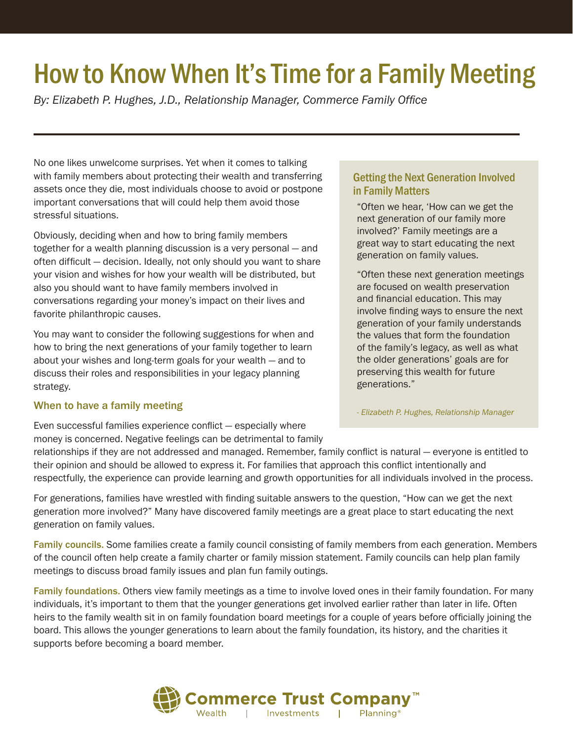# How to Know When It's Time for a Family Meeting

*By: Elizabeth P. Hughes, J.D., Relationship Manager, Commerce Family Office*

No one likes unwelcome surprises. Yet when it comes to talking with family members about protecting their wealth and transferring assets once they die, most individuals choose to avoid or postpone important conversations that will could help them avoid those stressful situations.

Obviously, deciding when and how to bring family members together for a wealth planning discussion is a very personal — and often difficult — decision. Ideally, not only should you want to share your vision and wishes for how your wealth will be distributed, but also you should want to have family members involved in conversations regarding your money's impact on their lives and favorite philanthropic causes.

You may want to consider the following suggestions for when and how to bring the next generations of your family together to learn about your wishes and long-term goals for your wealth — and to discuss their roles and responsibilities in your legacy planning strategy.

> ### Getting the Next Generation Involved in Family Matters
>
> "Often we hear, 'How can we get the next generation of our family more involved?' Family meetings are a great way to start educating the next generation on family values.
>
> "Often these next generation meetings are focused on wealth preservation and financial education. This may involve finding ways to ensure the next generation of your family understands the values that form the foundation of the family's legacy, as well as what the older generations' goals are for preserving this wealth for future generations."
>
> *- Elizabeth P. Hughes, Relationship Manager*

### When to have a family meeting

Even successful families experience conflict — especially where money is concerned. Negative feelings can be detrimental to family relationships if they are not addressed and managed. Remember, family conflict is natural — everyone is entitled to their opinion and should be allowed to express it. For families that approach this conflict intentionally and respectfully, the experience can provide learning and growth opportunities for all individuals involved in the process.

For generations, families have wrestled with finding suitable answers to the question, "How can we get the next generation more involved?" Many have discovered family meetings are a great place to start educating the next generation on family values.

**Family councils.** Some families create a family council consisting of family members from each generation. Members of the council often help create a family charter or family mission statement. Family councils can help plan family meetings to discuss broad family issues and plan fun family outings.

**Family foundations.** Others view family meetings as a time to involve loved ones in their family foundation. For many individuals, it's important to them that the younger generations get involved earlier rather than later in life. Often heirs to the family wealth sit in on family foundation board meetings for a couple of years before officially joining the board. This allows the younger generations to learn about the family foundation, its history, and the charities it supports before becoming a board member.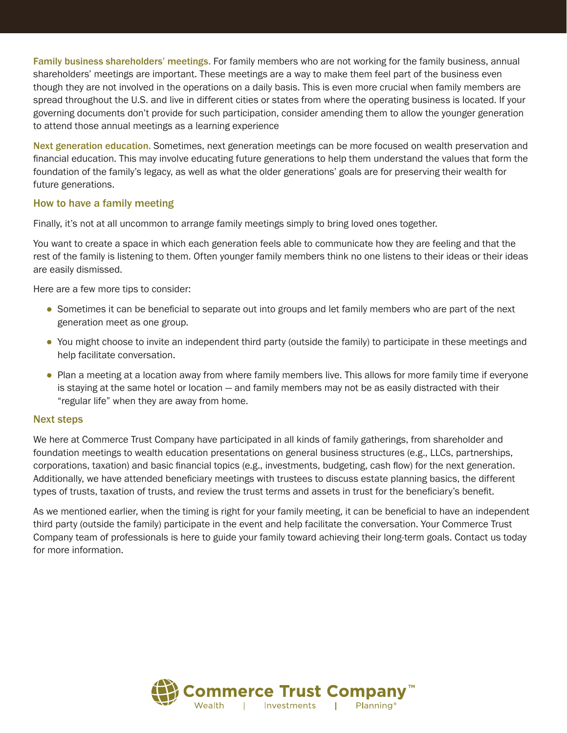**Family business shareholders' meetings.** For family members who are not working for the family business, annual shareholders' meetings are important. These meetings are a way to make them feel part of the business even though they are not involved in the operations on a daily basis. This is even more crucial when family members are spread throughout the U.S. and live in different cities or states from where the operating business is located. If your governing documents don't provide for such participation, consider amending them to allow the younger generation to attend those annual meetings as a learning experience

**Next generation education.** Sometimes, next generation meetings can be more focused on wealth preservation and financial education. This may involve educating future generations to help them understand the values that form the foundation of the family's legacy, as well as what the older generations' goals are for preserving their wealth for future generations.

## How to have a family meeting

Finally, it's not at all uncommon to arrange family meetings simply to bring loved ones together.

You want to create a space in which each generation feels able to communicate how they are feeling and that the rest of the family is listening to them. Often younger family members think no one listens to their ideas or their ideas are easily dismissed.

Here are a few more tips to consider:

- Sometimes it can be beneficial to separate out into groups and let family members who are part of the next generation meet as one group.
- You might choose to invite an independent third party (outside the family) to participate in these meetings and help facilitate conversation.
- Plan a meeting at a location away from where family members live. This allows for more family time if everyone is staying at the same hotel or location — and family members may not be as easily distracted with their "regular life" when they are away from home.

## Next steps

We here at Commerce Trust Company have participated in all kinds of family gatherings, from shareholder and foundation meetings to wealth education presentations on general business structures (e.g., LLCs, partnerships, corporations, taxation) and basic financial topics (e.g., investments, budgeting, cash flow) for the next generation. Additionally, we have attended beneficiary meetings with trustees to discuss estate planning basics, the different types of trusts, taxation of trusts, and review the trust terms and assets in trust for the beneficiary's benefit.

As we mentioned earlier, when the timing is right for your family meeting, it can be beneficial to have an independent third party (outside the family) participate in the event and help facilitate the conversation. Your Commerce Trust Company team of professionals is here to guide your family toward achieving their long-term goals. Contact us today for more information.

Commerce Trust Company™

Wealth | Investments | Planning®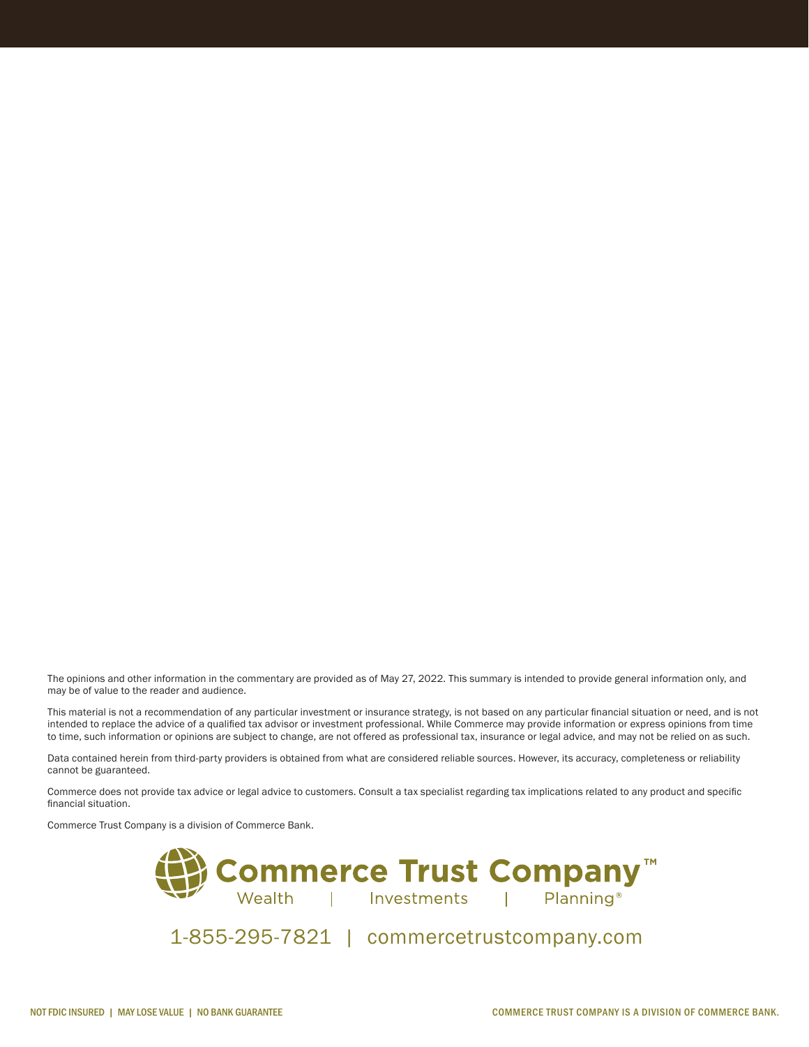The opinions and other information in the commentary are provided as of May 27, 2022. This summary is intended to provide general information only, and may be of value to the reader and audience.

This material is not a recommendation of any particular investment or insurance strategy, is not based on any particular financial situation or need, and is not intended to replace the advice of a qualified tax advisor or investment professional. While Commerce may provide information or express opinions from time to time, such information or opinions are subject to change, are not offered as professional tax, insurance or legal advice, and may not be relied on as such.

Data contained herein from third-party providers is obtained from what are considered reliable sources. However, its accuracy, completeness or reliability cannot be guaranteed.

Commerce does not provide tax advice or legal advice to customers. Consult a tax specialist regarding tax implications related to any product and specific financial situation.

Commerce Trust Company is a division of Commerce Bank.

**Commerce Trust Company™**

Wealth | Investments | Planning®

1-855-295-7821 | commercetrustcompany.com

NOT FDIC INSURED | MAY LOSE VALUE | NO BANK GUARANTEE

COMMERCE TRUST COMPANY IS A DIVISION OF COMMERCE BANK.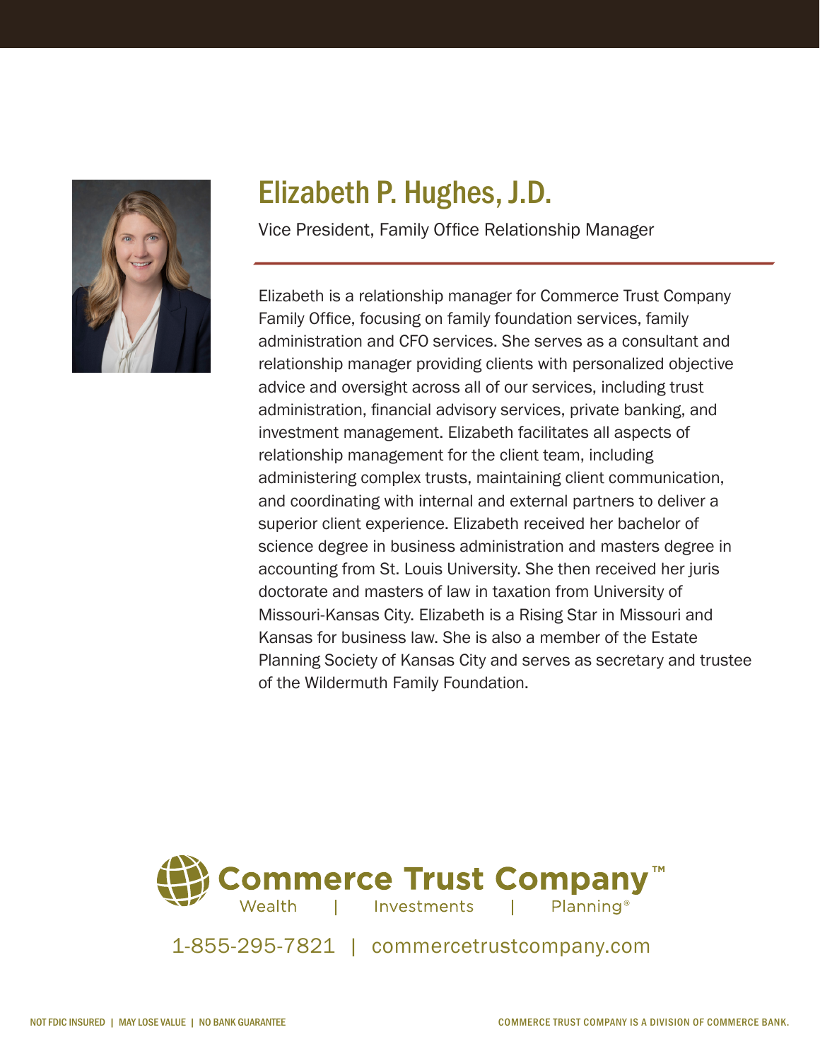# Elizabeth P. Hughes, J.D.

Vice President, Family Office Relationship Manager

Elizabeth is a relationship manager for Commerce Trust Company Family Office, focusing on family foundation services, family administration and CFO services. She serves as a consultant and relationship manager providing clients with personalized objective advice and oversight across all of our services, including trust administration, financial advisory services, private banking, and investment management. Elizabeth facilitates all aspects of relationship management for the client team, including administering complex trusts, maintaining client communication, and coordinating with internal and external partners to deliver a superior client experience. Elizabeth received her bachelor of science degree in business administration and masters degree in accounting from St. Louis University. She then received her juris doctorate and masters of law in taxation from University of Missouri-Kansas City. Elizabeth is a Rising Star in Missouri and Kansas for business law. She is also a member of the Estate Planning Society of Kansas City and serves as secretary and trustee of the Wildermuth Family Foundation.

Commerce Trust Company™
Wealth | Investments | Planning®

1-855-295-7821 | commercetrustcompany.com

NOT FDIC INSURED | MAY LOSE VALUE | NO BANK GUARANTEE

COMMERCE TRUST COMPANY IS A DIVISION OF COMMERCE BANK.